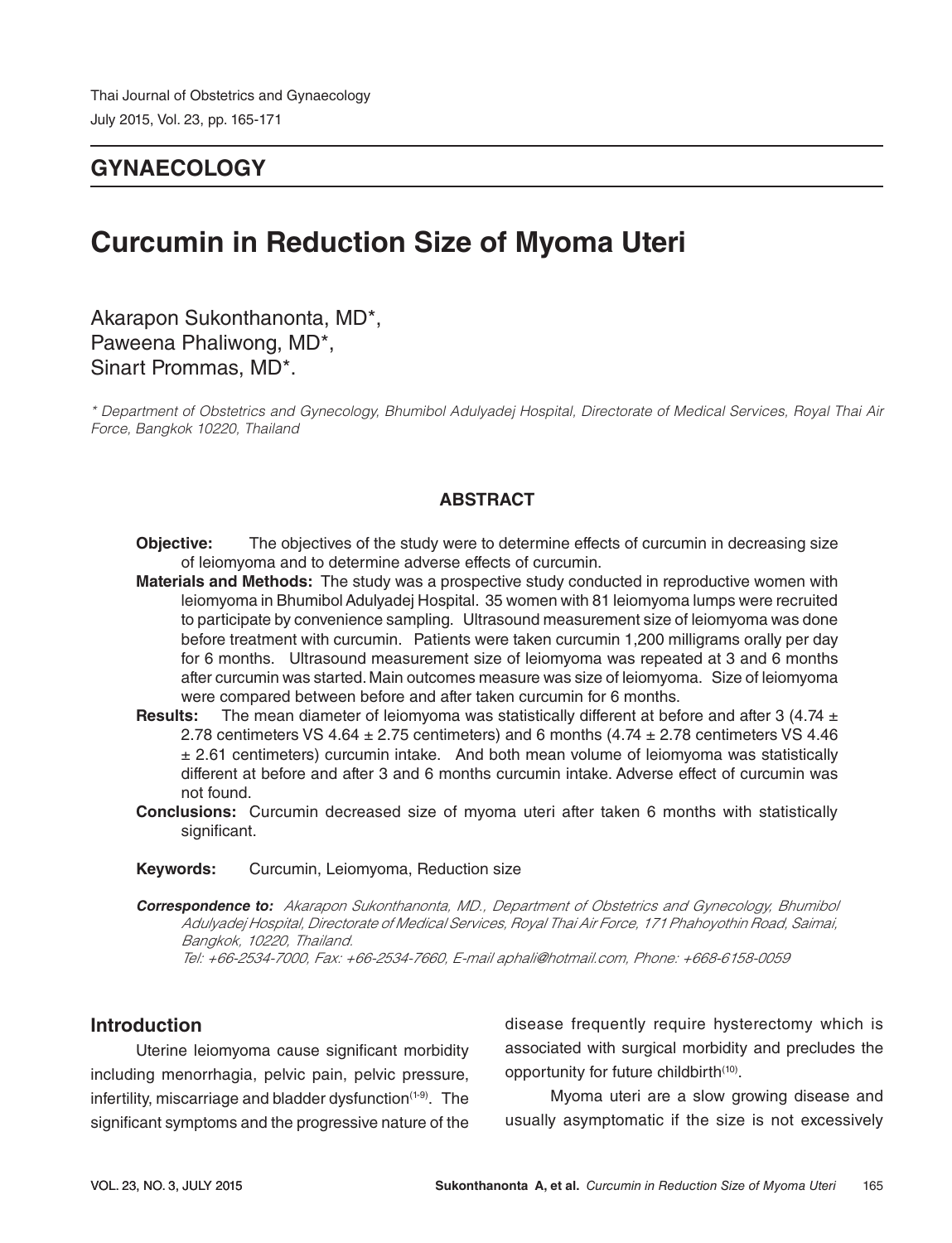## GYNAECOLOGY

# Curcumin in Reduction Size of Myoma Uteri

Akarapon Sukonthanonta, MD*,
Paweena Phaliwong, MD*,
Sinart Prommas, MD*.

*\* Department of Obstetrics and Gynecology, Bhumibol Adulyadej Hospital, Directorate of Medical Services, Royal Thai Air Force, Bangkok 10220, Thailand*

### ABSTRACT

**Objective:** The objectives of the study were to determine effects of curcumin in decreasing size of leiomyoma and to determine adverse effects of curcumin.

**Materials and Methods:** The study was a prospective study conducted in reproductive women with leiomyoma in Bhumibol Adulyadej Hospital. 35 women with 81 leiomyoma lumps were recruited to participate by convenience sampling. Ultrasound measurement size of leiomyoma was done before treatment with curcumin. Patients were taken curcumin 1,200 milligrams orally per day for 6 months. Ultrasound measurement size of leiomyoma was repeated at 3 and 6 months after curcumin was started. Main outcomes measure was size of leiomyoma. Size of leiomyoma were compared between before and after taken curcumin for 6 months.

**Results:** The mean diameter of leiomyoma was statistically different at before and after 3 (4.74 ± 2.78 centimeters VS 4.64 ± 2.75 centimeters) and 6 months (4.74 ± 2.78 centimeters VS 4.46 ± 2.61 centimeters) curcumin intake. And both mean volume of leiomyoma was statistically different at before and after 3 and 6 months curcumin intake. Adverse effect of curcumin was not found.

**Conclusions:** Curcumin decreased size of myoma uteri after taken 6 months with statistically significant.

**Keywords:** Curcumin, Leiomyoma, Reduction size

***Correspondence to:*** *Akarapon Sukonthanonta, MD., Department of Obstetrics and Gynecology, Bhumibol Adulyadej Hospital, Directorate of Medical Services, Royal Thai Air Force, 171 Phahoyothin Road, Saimai, Bangkok, 10220, Thailand.*
*Tel: +66-2534-7000, Fax: +66-2534-7660, E-mail aphali@hotmail.com, Phone: +668-6158-0059*

## Introduction

Uterine leiomyoma cause significant morbidity including menorrhagia, pelvic pain, pelvic pressure, infertility, miscarriage and bladder dysfunction[1-9]. The significant symptoms and the progressive nature of the disease frequently require hysterectomy which is associated with surgical morbidity and precludes the opportunity for future childbirth[10].

Myoma uteri are a slow growing disease and usually asymptomatic if the size is not excessively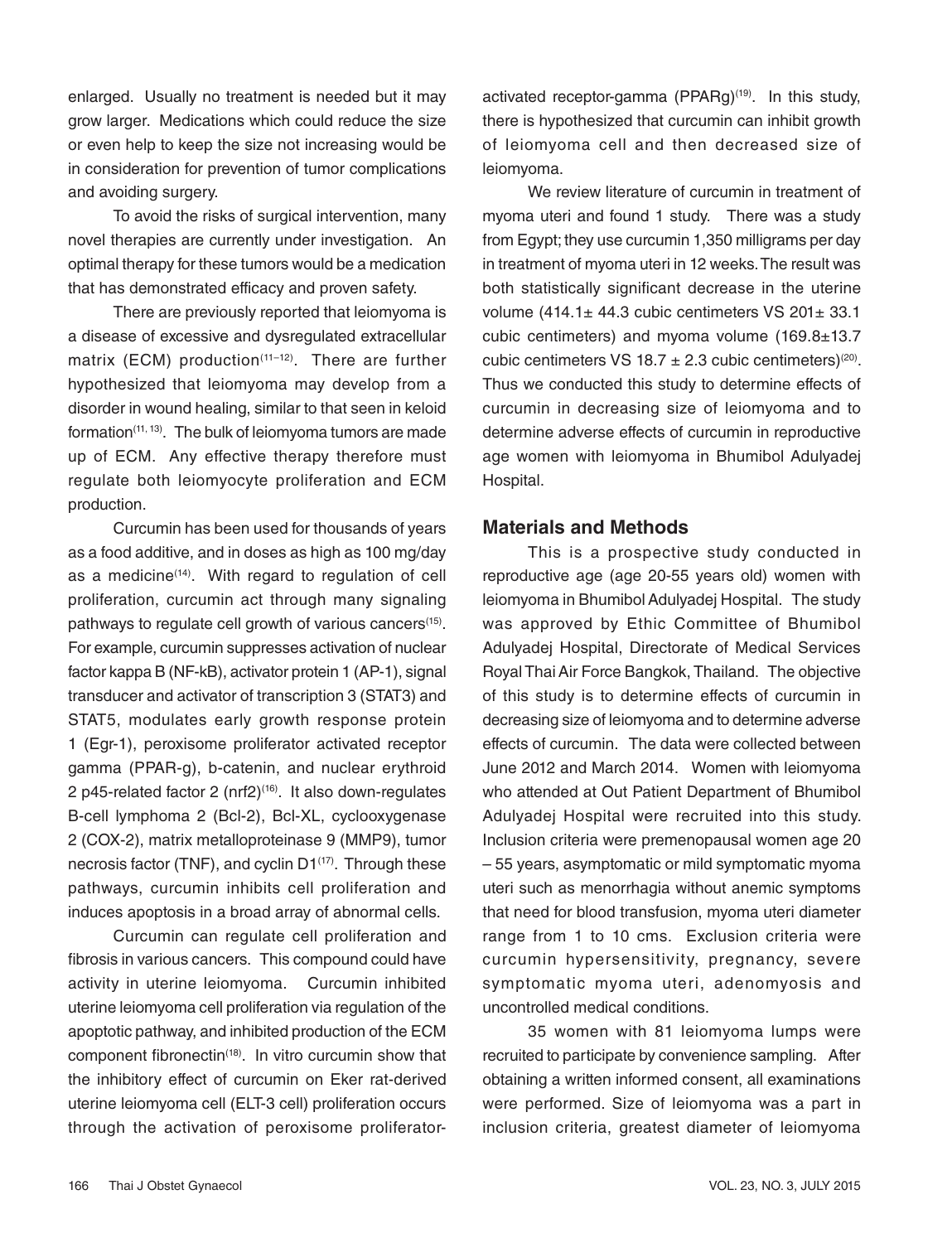enlarged. Usually no treatment is needed but it may grow larger. Medications which could reduce the size or even help to keep the size not increasing would be in consideration for prevention of tumor complications and avoiding surgery.

To avoid the risks of surgical intervention, many novel therapies are currently under investigation. An optimal therapy for these tumors would be a medication that has demonstrated efficacy and proven safety.

There are previously reported that leiomyoma is a disease of excessive and dysregulated extracellular matrix (ECM) production[11-12]. There are further hypothesized that leiomyoma may develop from a disorder in wound healing, similar to that seen in keloid formation[11, 13]. The bulk of leiomyoma tumors are made up of ECM. Any effective therapy therefore must regulate both leiomyocyte proliferation and ECM production.

Curcumin has been used for thousands of years as a food additive, and in doses as high as 100 mg/day as a medicine[14]. With regard to regulation of cell proliferation, curcumin act through many signaling pathways to regulate cell growth of various cancers[15]. For example, curcumin suppresses activation of nuclear factor kappa B (NF-kB), activator protein 1 (AP-1), signal transducer and activator of transcription 3 (STAT3) and STAT5, modulates early growth response protein 1 (Egr-1), peroxisome proliferator activated receptor gamma (PPAR-g), b-catenin, and nuclear erythroid 2 p45-related factor 2 (nrf2)[16]. It also down-regulates B-cell lymphoma 2 (Bcl-2), Bcl-XL, cyclooxygenase 2 (COX-2), matrix metalloproteinase 9 (MMP9), tumor necrosis factor (TNF), and cyclin D1[17]. Through these pathways, curcumin inhibits cell proliferation and induces apoptosis in a broad array of abnormal cells.

Curcumin can regulate cell proliferation and fibrosis in various cancers. This compound could have activity in uterine leiomyoma. Curcumin inhibited uterine leiomyoma cell proliferation via regulation of the apoptotic pathway, and inhibited production of the ECM component fibronectin[18]. In vitro curcumin show that the inhibitory effect of curcumin on Eker rat-derived uterine leiomyoma cell (ELT-3 cell) proliferation occurs through the activation of peroxisome proliferator-activated receptor-gamma (PPARg)[19]. In this study, there is hypothesized that curcumin can inhibit growth of leiomyoma cell and then decreased size of leiomyoma.

We review literature of curcumin in treatment of myoma uteri and found 1 study. There was a study from Egypt; they use curcumin 1,350 milligrams per day in treatment of myoma uteri in 12 weeks. The result was both statistically significant decrease in the uterine volume (414.1$\pm$ 44.3 cubic centimeters VS 201$\pm$ 33.1 cubic centimeters) and myoma volume (169.8$\pm$13.7 cubic centimeters VS 18.7 $\pm$ 2.3 cubic centimeters)[20]. Thus we conducted this study to determine effects of curcumin in decreasing size of leiomyoma and to determine adverse effects of curcumin in reproductive age women with leiomyoma in Bhumibol Adulyadej Hospital.

## Materials and Methods

This is a prospective study conducted in reproductive age (age 20-55 years old) women with leiomyoma in Bhumibol Adulyadej Hospital. The study was approved by Ethic Committee of Bhumibol Adulyadej Hospital, Directorate of Medical Services Royal Thai Air Force Bangkok, Thailand. The objective of this study is to determine effects of curcumin in decreasing size of leiomyoma and to determine adverse effects of curcumin. The data were collected between June 2012 and March 2014. Women with leiomyoma who attended at Out Patient Department of Bhumibol Adulyadej Hospital were recruited into this study. Inclusion criteria were premenopausal women age 20 – 55 years, asymptomatic or mild symptomatic myoma uteri such as menorrhagia without anemic symptoms that need for blood transfusion, myoma uteri diameter range from 1 to 10 cms. Exclusion criteria were curcumin hypersensitivity, pregnancy, severe symptomatic myoma uteri, adenomyosis and uncontrolled medical conditions.

35 women with 81 leiomyoma lumps were recruited to participate by convenience sampling. After obtaining a written informed consent, all examinations were performed. Size of leiomyoma was a part in inclusion criteria, greatest diameter of leiomyoma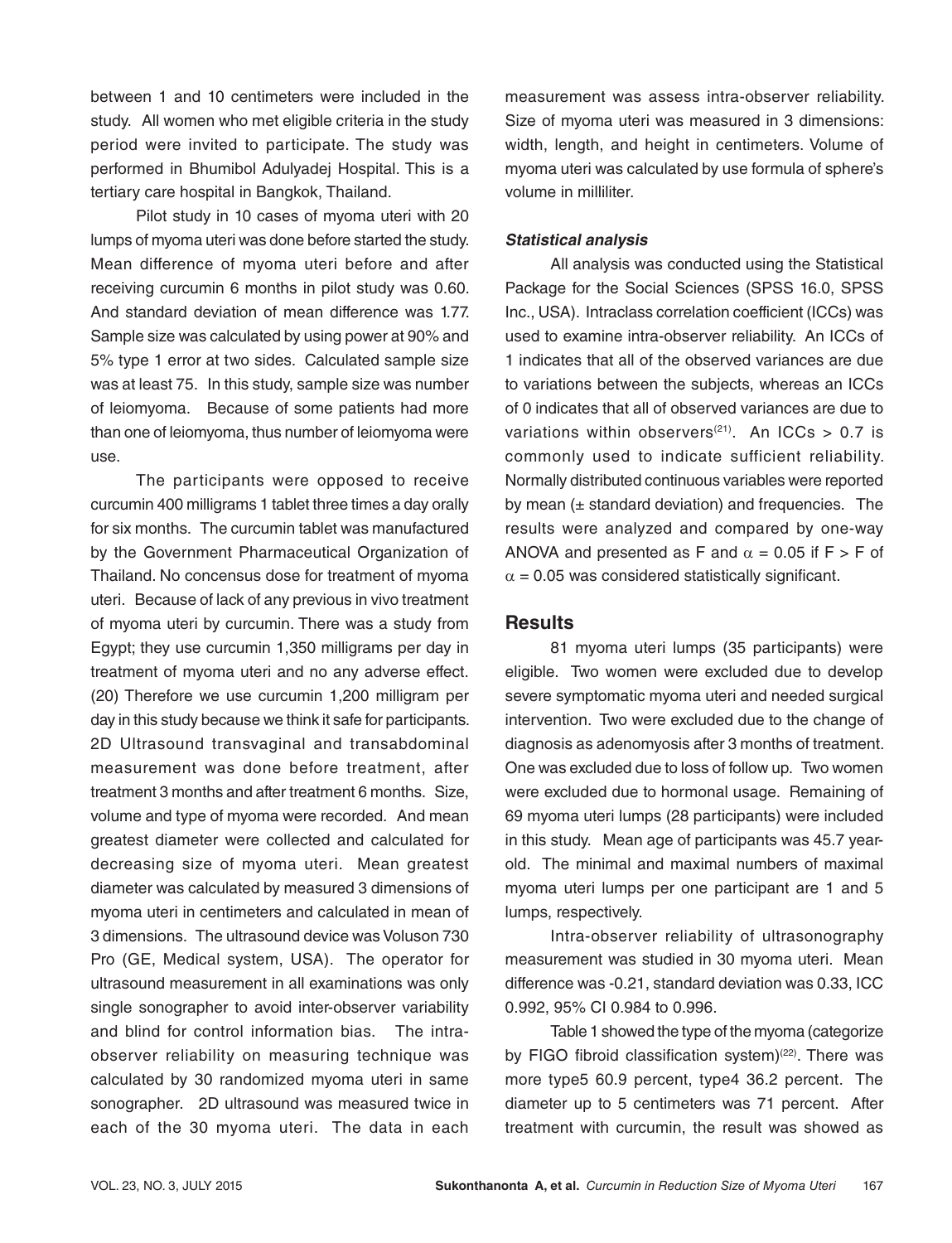between 1 and 10 centimeters were included in the study. All women who met eligible criteria in the study period were invited to participate. The study was performed in Bhumibol Adulyadej Hospital. This is a tertiary care hospital in Bangkok, Thailand.

Pilot study in 10 cases of myoma uteri with 20 lumps of myoma uteri was done before started the study. Mean difference of myoma uteri before and after receiving curcumin 6 months in pilot study was 0.60. And standard deviation of mean difference was 1.77. Sample size was calculated by using power at 90% and 5% type 1 error at two sides. Calculated sample size was at least 75. In this study, sample size was number of leiomyoma. Because of some patients had more than one of leiomyoma, thus number of leiomyoma were use.

The participants were opposed to receive curcumin 400 milligrams 1 tablet three times a day orally for six months. The curcumin tablet was manufactured by the Government Pharmaceutical Organization of Thailand. No concensus dose for treatment of myoma uteri. Because of lack of any previous in vivo treatment of myoma uteri by curcumin. There was a study from Egypt; they use curcumin 1,350 milligrams per day in treatment of myoma uteri and no any adverse effect. (20) Therefore we use curcumin 1,200 milligram per day in this study because we think it safe for participants. 2D Ultrasound transvaginal and transabdominal measurement was done before treatment, after treatment 3 months and after treatment 6 months. Size, volume and type of myoma were recorded. And mean greatest diameter were collected and calculated for decreasing size of myoma uteri. Mean greatest diameter was calculated by measured 3 dimensions of myoma uteri in centimeters and calculated in mean of 3 dimensions. The ultrasound device was Voluson 730 Pro (GE, Medical system, USA). The operator for ultrasound measurement in all examinations was only single sonographer to avoid inter-observer variability and blind for control information bias. The intra-observer reliability on measuring technique was calculated by 30 randomized myoma uteri in same sonographer. 2D ultrasound was measured twice in each of the 30 myoma uteri. The data in each measurement was assess intra-observer reliability. Size of myoma uteri was measured in 3 dimensions: width, length, and height in centimeters. Volume of myoma uteri was calculated by use formula of sphere's volume in milliliter.

### *Statistical analysis*

All analysis was conducted using the Statistical Package for the Social Sciences (SPSS 16.0, SPSS Inc., USA). Intraclass correlation coefficient (ICCs) was used to examine intra-observer reliability. An ICCs of 1 indicates that all of the observed variances are due to variations between the subjects, whereas an ICCs of 0 indicates that all of observed variances are due to variations within observers[21]. An ICCs > 0.7 is commonly used to indicate sufficient reliability. Normally distributed continuous variables were reported by mean (± standard deviation) and frequencies. The results were analyzed and compared by one-way ANOVA and presented as F and $\alpha = 0.05$ if F > F of $\alpha = 0.05$ was considered statistically significant.

## Results

81 myoma uteri lumps (35 participants) were eligible. Two women were excluded due to develop severe symptomatic myoma uteri and needed surgical intervention. Two were excluded due to the change of diagnosis as adenomyosis after 3 months of treatment. One was excluded due to loss of follow up. Two women were excluded due to hormonal usage. Remaining of 69 myoma uteri lumps (28 participants) were included in this study. Mean age of participants was 45.7 year-old. The minimal and maximal numbers of maximal myoma uteri lumps per one participant are 1 and 5 lumps, respectively.

Intra-observer reliability of ultrasonography measurement was studied in 30 myoma uteri. Mean difference was -0.21, standard deviation was 0.33, ICC 0.992, 95% CI 0.984 to 0.996.

Table 1 showed the type of the myoma (categorize by FIGO fibroid classification system)[22]. There was more type5 60.9 percent, type4 36.2 percent. The diameter up to 5 centimeters was 71 percent. After treatment with curcumin, the result was showed as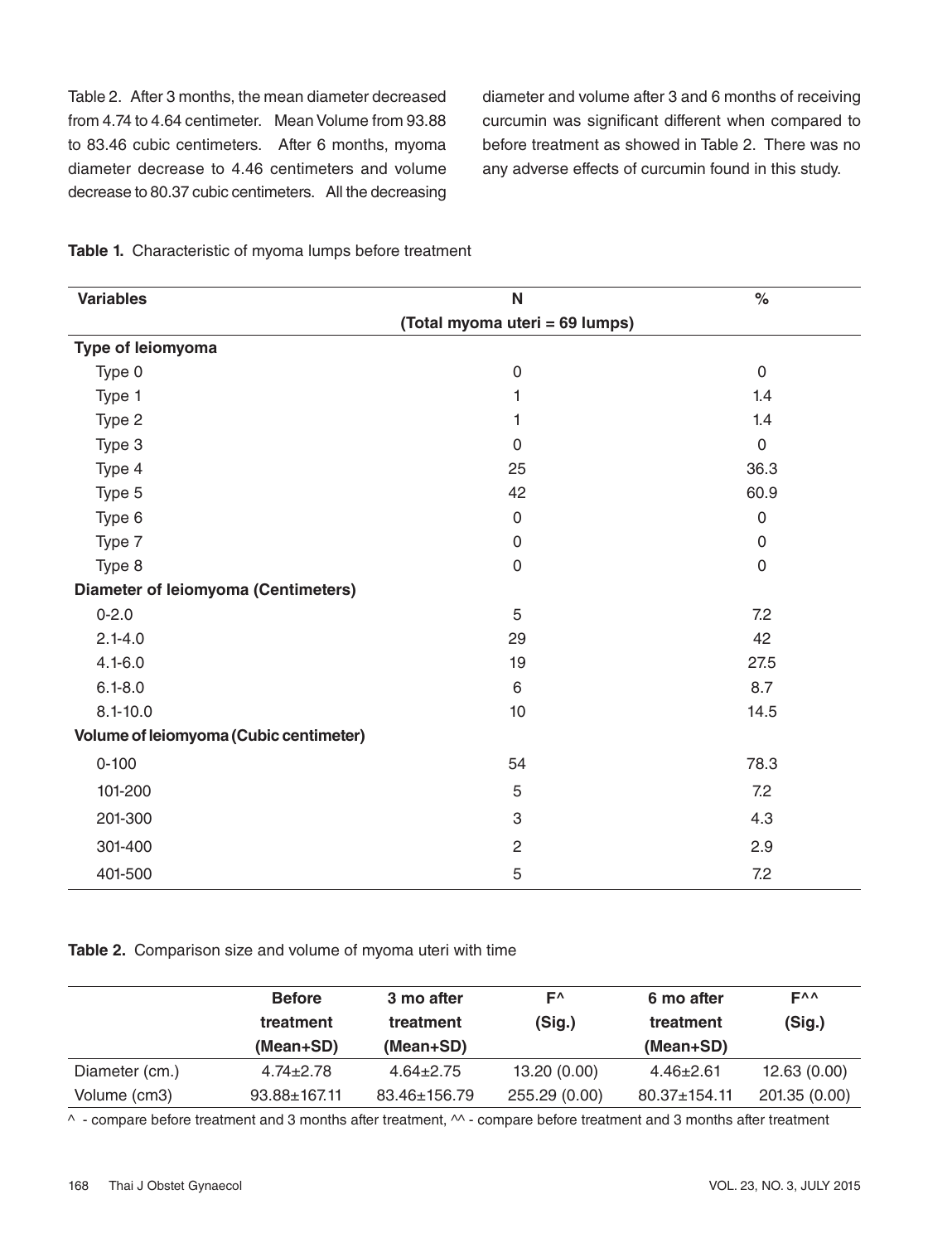Table 2. After 3 months, the mean diameter decreased from 4.74 to 4.64 centimeter. Mean Volume from 93.88 to 83.46 cubic centimeters. After 6 months, myoma diameter decrease to 4.46 centimeters and volume decrease to 80.37 cubic centimeters. All the decreasing diameter and volume after 3 and 6 months of receiving curcumin was significant different when compared to before treatment as showed in Table 2. There was no any adverse effects of curcumin found in this study.

**Table 1.** Characteristic of myoma lumps before treatment

| Variables | N (Total myoma uteri = 69 lumps) | % |
|---|---|---|
| **Type of leiomyoma** | | |
| Type 0 | 0 | 0 |
| Type 1 | 1 | 1.4 |
| Type 2 | 1 | 1.4 |
| Type 3 | 0 | 0 |
| Type 4 | 25 | 36.3 |
| Type 5 | 42 | 60.9 |
| Type 6 | 0 | 0 |
| Type 7 | 0 | 0 |
| Type 8 | 0 | 0 |
| **Diameter of leiomyoma (Centimeters)** | | |
| 0-2.0 | 5 | 7.2 |
| 2.1-4.0 | 29 | 42 |
| 4.1-6.0 | 19 | 27.5 |
| 6.1-8.0 | 6 | 8.7 |
| 8.1-10.0 | 10 | 14.5 |
| **Volume of leiomyoma (Cubic centimeter)** | | |
| 0-100 | 54 | 78.3 |
| 101-200 | 5 | 7.2 |
| 201-300 | 3 | 4.3 |
| 301-400 | 2 | 2.9 |
| 401-500 | 5 | 7.2 |

**Table 2.** Comparison size and volume of myoma uteri with time

| | Before treatment (Mean+SD) | 3 mo after treatment (Mean+SD) | F^ (Sig.) | 6 mo after treatment (Mean+SD) | F^^ (Sig.) |
|---|---|---|---|---|---|
| Diameter (cm.) | 4.74±2.78 | 4.64±2.75 | 13.20 (0.00) | 4.46±2.61 | 12.63 (0.00) |
| Volume (cm3) | 93.88±167.11 | 83.46±156.79 | 255.29 (0.00) | 80.37±154.11 | 201.35 (0.00) |

^ - compare before treatment and 3 months after treatment, ^^ - compare before treatment and 3 months after treatment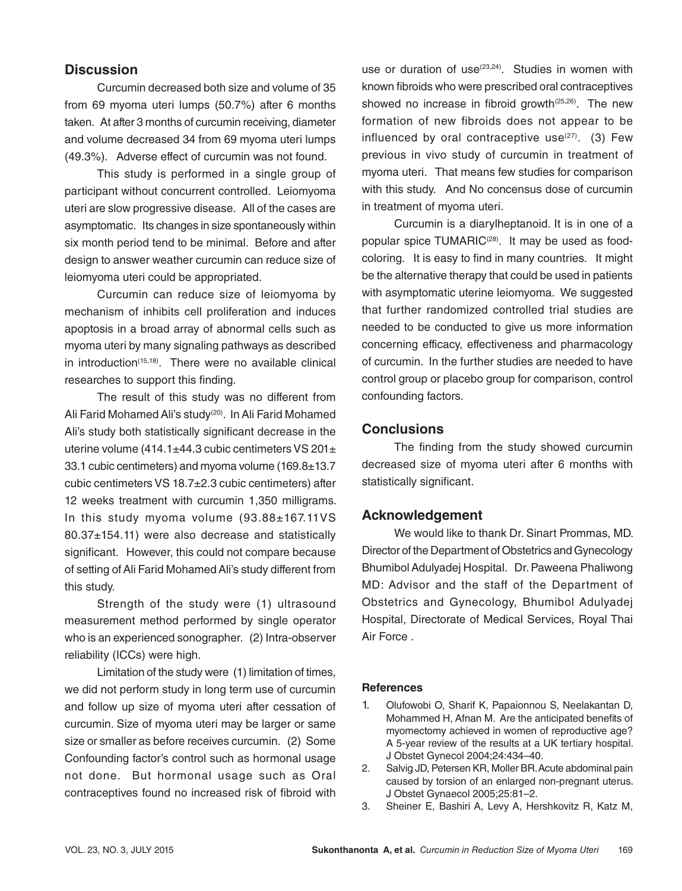## Discussion

Curcumin decreased both size and volume of 35 from 69 myoma uteri lumps (50.7%) after 6 months taken. At after 3 months of curcumin receiving, diameter and volume decreased 34 from 69 myoma uteri lumps (49.3%). Adverse effect of curcumin was not found.

This study is performed in a single group of participant without concurrent controlled. Leiomyoma uteri are slow progressive disease. All of the cases are asymptomatic. Its changes in size spontaneously within six month period tend to be minimal. Before and after design to answer weather curcumin can reduce size of leiomyoma uteri could be appropriated.

Curcumin can reduce size of leiomyoma by mechanism of inhibits cell proliferation and induces apoptosis in a broad array of abnormal cells such as myoma uteri by many signaling pathways as described in introduction[15,18]. There were no available clinical researches to support this finding.

The result of this study was no different from Ali Farid Mohamed Ali's study[20]. In Ali Farid Mohamed Ali's study both statistically significant decrease in the uterine volume (414.1±44.3 cubic centimeters VS 201± 33.1 cubic centimeters) and myoma volume (169.8±13.7 cubic centimeters VS 18.7±2.3 cubic centimeters) after 12 weeks treatment with curcumin 1,350 milligrams. In this study myoma volume (93.88±167.11VS 80.37±154.11) were also decrease and statistically significant. However, this could not compare because of setting of Ali Farid Mohamed Ali's study different from this study.

Strength of the study were (1) ultrasound measurement method performed by single operator who is an experienced sonographer. (2) Intra-observer reliability (ICCs) were high.

Limitation of the study were (1) limitation of times, we did not perform study in long term use of curcumin and follow up size of myoma uteri after cessation of curcumin. Size of myoma uteri may be larger or same size or smaller as before receives curcumin. (2) Some Confounding factor's control such as hormonal usage not done. But hormonal usage such as Oral contraceptives found no increased risk of fibroid with use or duration of use[23,24]. Studies in women with known fibroids who were prescribed oral contraceptives showed no increase in fibroid growth[25,26]. The new formation of new fibroids does not appear to be influenced by oral contraceptive use[27]. (3) Few previous in vivo study of curcumin in treatment of myoma uteri. That means few studies for comparison with this study. And No concensus dose of curcumin in treatment of myoma uteri.

Curcumin is a diarylheptanoid. It is in one of a popular spice TUMARIC[28]. It may be used as food-coloring. It is easy to find in many countries. It might be the alternative therapy that could be used in patients with asymptomatic uterine leiomyoma. We suggested that further randomized controlled trial studies are needed to be conducted to give us more information concerning efficacy, effectiveness and pharmacology of curcumin. In the further studies are needed to have control group or placebo group for comparison, control confounding factors.

## Conclusions

The finding from the study showed curcumin decreased size of myoma uteri after 6 months with statistically significant.

## Acknowledgement

We would like to thank Dr. Sinart Prommas, MD. Director of the Department of Obstetrics and Gynecology Bhumibol Adulyadej Hospital. Dr. Paweena Phaliwong MD: Advisor and the staff of the Department of Obstetrics and Gynecology, Bhumibol Adulyadej Hospital, Directorate of Medical Services, Royal Thai Air Force .

### References

1. Olufowobi O, Sharif K, Papaionnou S, Neelakantan D, Mohammed H, Afnan M. Are the anticipated benefits of myomectomy achieved in women of reproductive age? A 5-year review of the results at a UK tertiary hospital. J Obstet Gynecol 2004;24:434–40.
2. Salvig JD, Petersen KR, Moller BR. Acute abdominal pain caused by torsion of an enlarged non-pregnant uterus. J Obstet Gynaecol 2005;25:81–2.
3. Sheiner E, Bashiri A, Levy A, Hershkovitz R, Katz M,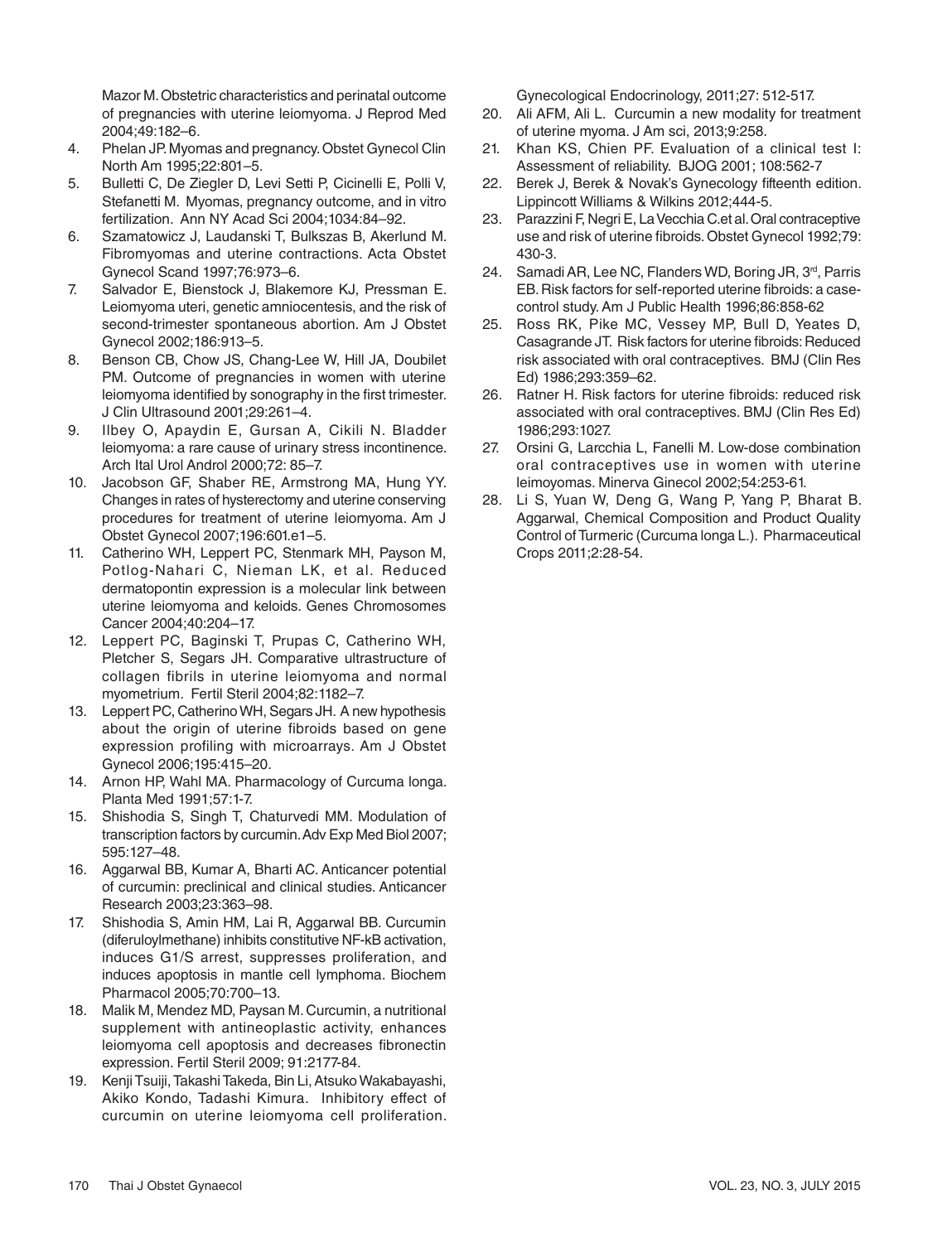Mazor M. Obstetric characteristics and perinatal outcome of pregnancies with uterine leiomyoma. J Reprod Med 2004;49:182–6.

4. Phelan JP. Myomas and pregnancy. Obstet Gynecol Clin North Am 1995;22:801–5.
5. Bulletti C, De Ziegler D, Levi Setti P, Cicinelli E, Polli V, Stefanetti M. Myomas, pregnancy outcome, and in vitro fertilization. Ann NY Acad Sci 2004;1034:84–92.
6. Szamatowicz J, Laudanski T, Bulkszas B, Akerlund M. Fibromyomas and uterine contractions. Acta Obstet Gynecol Scand 1997;76:973–6.
7. Salvador E, Bienstock J, Blakemore KJ, Pressman E. Leiomyoma uteri, genetic amniocentesis, and the risk of second-trimester spontaneous abortion. Am J Obstet Gynecol 2002;186:913–5.
8. Benson CB, Chow JS, Chang-Lee W, Hill JA, Doubilet PM. Outcome of pregnancies in women with uterine leiomyoma identified by sonography in the first trimester. J Clin Ultrasound 2001;29:261–4.
9. Ilbey O, Apaydin E, Gursan A, Cikili N. Bladder leiomyoma: a rare cause of urinary stress incontinence. Arch Ital Urol Androl 2000;72: 85–7.
10. Jacobson GF, Shaber RE, Armstrong MA, Hung YY. Changes in rates of hysterectomy and uterine conserving procedures for treatment of uterine leiomyoma. Am J Obstet Gynecol 2007;196:601.e1–5.
11. Catherino WH, Leppert PC, Stenmark MH, Payson M, Potlog-Nahari C, Nieman LK, et al. Reduced dermatopontin expression is a molecular link between uterine leiomyoma and keloids. Genes Chromosomes Cancer 2004;40:204–17.
12. Leppert PC, Baginski T, Prupas C, Catherino WH, Pletcher S, Segars JH. Comparative ultrastructure of collagen fibrils in uterine leiomyoma and normal myometrium. Fertil Steril 2004;82:1182–7.
13. Leppert PC, Catherino WH, Segars JH. A new hypothesis about the origin of uterine fibroids based on gene expression profiling with microarrays. Am J Obstet Gynecol 2006;195:415–20.
14. Arnon HP, Wahl MA. Pharmacology of Curcuma longa. Planta Med 1991;57:1-7.
15. Shishodia S, Singh T, Chaturvedi MM. Modulation of transcription factors by curcumin. Adv Exp Med Biol 2007; 595:127–48.
16. Aggarwal BB, Kumar A, Bharti AC. Anticancer potential of curcumin: preclinical and clinical studies. Anticancer Research 2003;23:363–98.
17. Shishodia S, Amin HM, Lai R, Aggarwal BB. Curcumin (diferuloylmethane) inhibits constitutive NF-kB activation, induces G1/S arrest, suppresses proliferation, and induces apoptosis in mantle cell lymphoma. Biochem Pharmacol 2005;70:700–13.
18. Malik M, Mendez MD, Paysan M. Curcumin, a nutritional supplement with antineoplastic activity, enhances leiomyoma cell apoptosis and decreases fibronectin expression. Fertil Steril 2009; 91:2177-84.
19. Kenji Tsuiji, Takashi Takeda, Bin Li, Atsuko Wakabayashi, Akiko Kondo, Tadashi Kimura. Inhibitory effect of curcumin on uterine leiomyoma cell proliferation. Gynecological Endocrinology, 2011;27: 512-517.
20. Ali AFM, Ali L. Curcumin a new modality for treatment of uterine myoma. J Am sci, 2013;9:258.
21. Khan KS, Chien PF. Evaluation of a clinical test I: Assessment of reliability. BJOG 2001; 108:562-7
22. Berek J, Berek & Novak's Gynecology fifteenth edition. Lippincott Williams & Wilkins 2012;444-5.
23. Parazzini F, Negri E, La Vecchia C.et al. Oral contraceptive use and risk of uterine fibroids. Obstet Gynecol 1992;79: 430-3.
24. Samadi AR, Lee NC, Flanders WD, Boring JR, 3rd, Parris EB. Risk factors for self-reported uterine fibroids: a case-control study. Am J Public Health 1996;86:858-62
25. Ross RK, Pike MC, Vessey MP, Bull D, Yeates D, Casagrande JT. Risk factors for uterine fibroids: Reduced risk associated with oral contraceptives. BMJ (Clin Res Ed) 1986;293:359–62.
26. Ratner H. Risk factors for uterine fibroids: reduced risk associated with oral contraceptives. BMJ (Clin Res Ed) 1986;293:1027.
27. Orsini G, Larcchia L, Fanelli M. Low-dose combination oral contraceptives use in women with uterine leimoyomas. Minerva Ginecol 2002;54:253-61.
28. Li S, Yuan W, Deng G, Wang P, Yang P, Bharat B. Aggarwal, Chemical Composition and Product Quality Control of Turmeric (Curcuma longa L.). Pharmaceutical Crops 2011;2:28-54.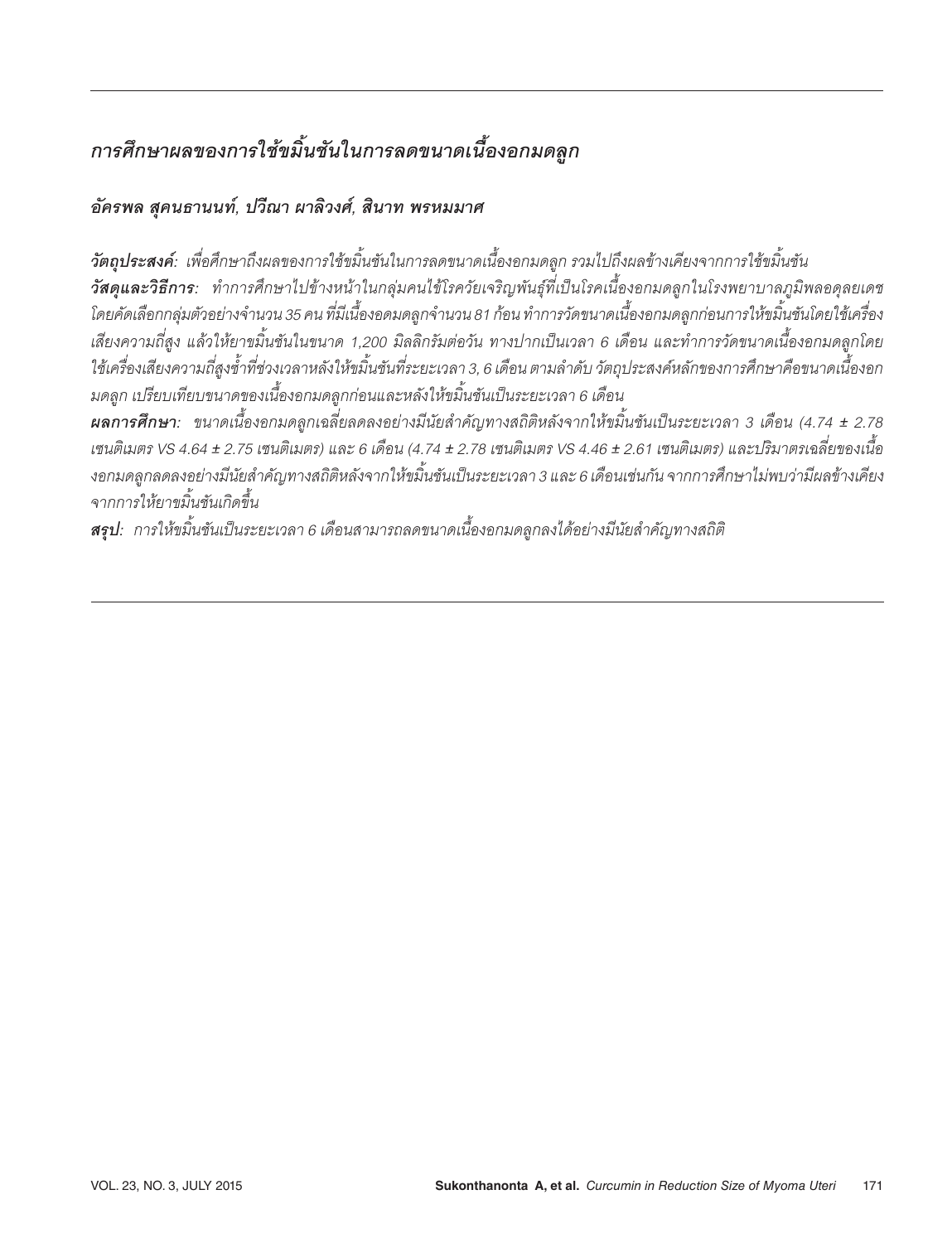# การศึกษาผลของการใช้ขมิ้นชันในการลดขนาดเนื้องอกมดลูก

***อัครพล สุคนธานนท์, ปวีณา ผาลิวงศ์, สินาท พรหมมาศ***

***วัตถุประสงค์***: *เพื่อศึกษาถึงผลของการใช้ขมิ้นชันในการลดขนาดเนื้องอกมดลูก รวมไปถึงผลข้างเคียงจากการใช้ขมิ้นชัน*

***วัสดุและวิธีการ***: *ทำการศึกษาไปข้างหน้าในกลุ่มคนไข้โรควัยเจริญพันธุ์ที่เป็นโรคเนื้องอกมดลูกในโรงพยาบาลภูมิพลอดุลยเดช โดยคัดเลือกกลุ่มตัวอย่างจำนวน 35 คน ที่มีเนื้องอดมดลูกจำนวน 81 ก้อน ทำการวัดขนาดเนื้องอกมดลูกก่อนการให้ขมิ้นชันโดยใช้เครื่องเสียงความถี่สูง แล้วให้ยาขมิ้นชันในขนาด 1,200 มิลลิกรัมต่อวัน ทางปากเป็นเวลา 6 เดือน และทำการวัดขนาดเนื้องอกมดลูกโดยใช้เครื่องเสียงความถี่สูงซ้ำที่ช่วงเวลาหลังให้ขมิ้นชันที่ระยะเวลา 3, 6 เดือน ตามลำดับ วัตถุประสงค์หลักของการศึกษาคือขนาดเนื้องอกมดลูก เปรียบเทียบขนาดของเนื้องอกมดลูกก่อนและหลังให้ขมิ้นชันเป็นระยะเวลา 6 เดือน*

***ผลการศึกษา***: *ขนาดเนื้องอกมดลูกเฉลี่ยลดลงอย่างมีนัยสำคัญทางสถิติหลังจากให้ขมิ้นชันเป็นระยะเวลา 3 เดือน (4.74 ± 2.78 เซนติเมตร VS 4.64 ± 2.75 เซนติเมตร) และ 6 เดือน (4.74 ± 2.78 เซนติเมตร VS 4.46 ± 2.61 เซนติเมตร) และปริมาตรเฉลี่ยของเนื้องอกมดลูกลดลงอย่างมีนัยสำคัญทางสถิติหลังจากให้ขมิ้นชันเป็นระยะเวลา 3 และ 6 เดือนเช่นกัน จากการศึกษาไม่พบว่ามีผลข้างเคียงจากการให้ยาขมิ้นชันเกิดขึ้น*

***สรุป***: *การให้ขมิ้นชันเป็นระยะเวลา 6 เดือนสามารถลดขนาดเนื้องอกมดลูกลงได้อย่างมีนัยสำคัญทางสถิติ*